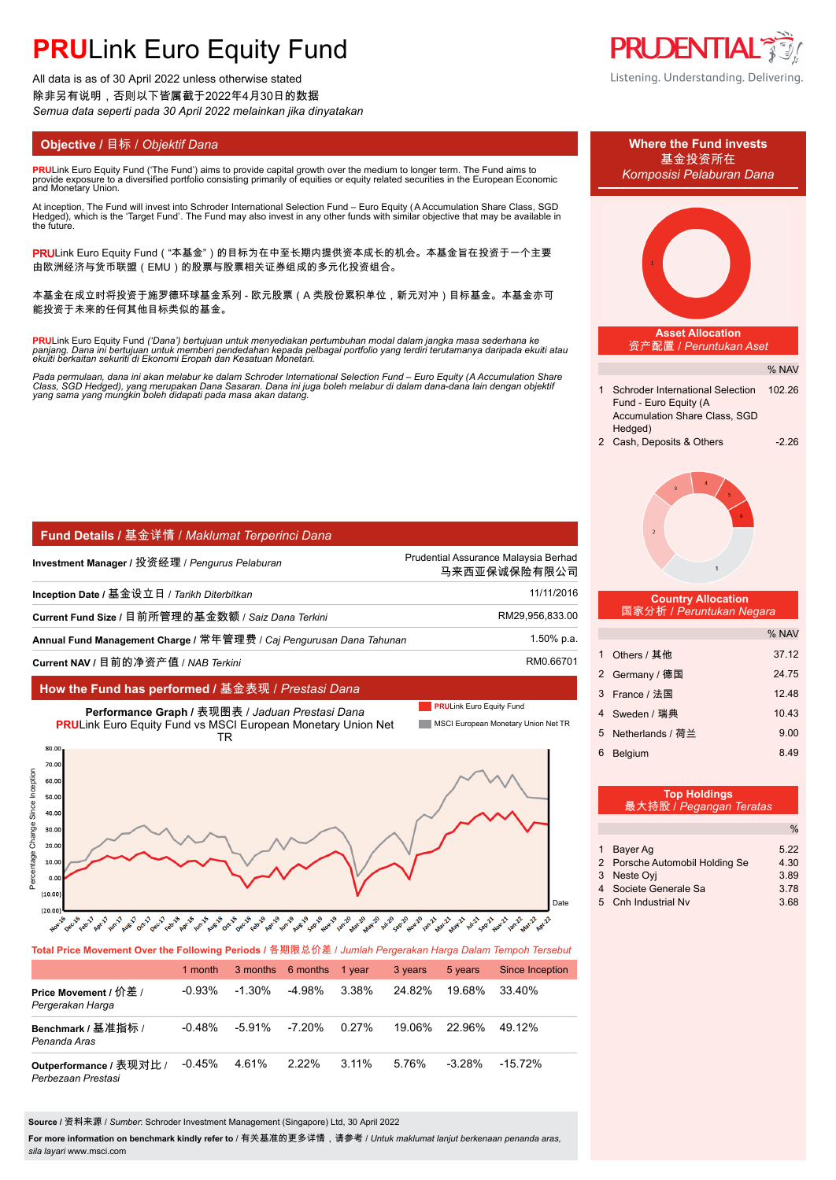# PRULink Euro Equity Fund

All data is as of 30 April 2022 unless otherwise stated
除非另有说明，否则以下皆属截于2022年4月30日的数据
*Semua data seperti pada 30 April 2022 melainkan jika dinyatakan*

Listening. Understanding. Delivering.

## Objective / 目标 / *Objektif Dana*

**PRU**Link Euro Equity Fund ('The Fund') aims to provide capital growth over the medium to longer term. The Fund aims to provide exposure to a diversified portfolio consisting primarily of equities or equity related securities in the European Economic and Monetary Union.

At inception, The Fund will invest into Schroder International Selection Fund – Euro Equity (A Accumulation Share Class, SGD Hedged), which is the 'Target Fund'. The Fund may also invest in any other funds with similar objective that may be available in the future.

**PRU**Link Euro Equity Fund（"本基金"）的目标为在中至长期内提供资本成长的机会。本基金旨在投资于一个主要由欧洲经济与货币联盟（EMU）的股票与股票相关证券组成的多元化投资组合。

本基金在成立时将投资于施罗德环球基金系列 - 欧元股票（A 类股份累积单位，新元对冲）目标基金。本基金亦可能投资于未来的任何其他目标类似的基金。

*__PRU__Link Euro Equity Fund ('Dana') bertujuan untuk menyediakan pertumbuhan modal dalam jangka masa sederhana ke panjang. Dana ini bertujuan untuk memberi pendedahan kepada pelbagai portfolio yang terdiri terutamanya daripada ekuiti atau ekuiti berkaitan sekuriti di Ekonomi Eropah dan Kesatuan Monetari.*

*Pada permulaan, dana ini akan melabur ke dalam Schroder International Selection Fund – Euro Equity (A Accumulation Share Class, SGD Hedged), yang merupakan Dana Sasaran. Dana ini juga boleh melabur di dalam dana-dana lain dengan objektif yang sama yang mungkin boleh didapati pada masa akan datang.*

## Fund Details / 基金详情 / *Maklumat Terperinci Dana*

| | |
|---|---|
| **Investment Manager** / 投资经理 / *Pengurus Pelaburan* | Prudential Assurance Malaysia Berhad 马来西亚保诚保险有限公司 |
| **Inception Date** / 基金设立日 / *Tarikh Diterbitkan* | 11/11/2016 |
| **Current Fund Size** / 目前所管理的基金数额 / *Saiz Dana Terkini* | RM29,956,833.00 |
| **Annual Fund Management Charge** / 常年管理费 / *Caj Pengurusan Dana Tahunan* | 1.50% p.a. |
| **Current NAV** / 目前的净资产值 / *NAB Terkini* | RM0.66701 |

## How the Fund has performed / 基金表现 / *Prestasi Dana*

**Performance Graph** / 表现图表 / *Jaduan Prestasi Dana*
**PRU**Link Euro Equity Fund vs MSCI European Monetary Union Net TR

Legend: **PRU**Link Euro Equity Fund; MSCI European Monetary Union Net TR

Y-axis: Percentage Change Since Inception (-20.00 to 80.00); X-axis: Date (Nov-16 to Apr-22)

**Total Price Movement Over the Following Periods** / 各期限总价差 / *Jumlah Pergerakan Harga Dalam Tempoh Tersebut*

| | 1 month | 3 months | 6 months | 1 year | 3 years | 5 years | Since Inception |
|---|---|---|---|---|---|---|---|
| **Price Movement** / 价差 / *Pergerakan Harga* | -0.93% | -1.30% | -4.98% | 3.38% | 24.82% | 19.68% | 33.40% |
| **Benchmark** / 基准指标 / *Penanda Aras* | -0.48% | -5.91% | -7.20% | 0.27% | 19.06% | 22.96% | 49.12% |
| **Outperformance** / 表现对比 / *Perbezaan Prestasi* | -0.45% | 4.61% | 2.22% | 3.11% | 5.76% | -3.28% | -15.72% |

**Source** / 资料来源 / *Sumber*: Schroder Investment Management (Singapore) Ltd, 30 April 2022

**For more information on benchmark kindly refer to** / 有关基准的更多详情，请参考 / *Untuk maklumat lanjut berkenaan penanda aras, sila layari* www.msci.com

## Where the Fund invests / 基金投资所在 / *Komposisi Pelaburan Dana*

### Asset Allocation / 资产配置 / *Peruntukan Aset*

| | | % NAV |
|---|---|---|
| 1 | Schroder International Selection Fund - Euro Equity (A Accumulation Share Class, SGD Hedged) | 102.26 |
| 2 | Cash, Deposits & Others | -2.26 |

### Country Allocation / 国家分析 / *Peruntukan Negara*

| | | % NAV |
|---|---|---|
| 1 | Others / 其他 | 37.12 |
| 2 | Germany / 德国 | 24.75 |
| 3 | France / 法国 | 12.48 |
| 4 | Sweden / 瑞典 | 10.43 |
| 5 | Netherlands / 荷兰 | 9.00 |
| 6 | Belgium | 8.49 |

### Top Holdings / 最大持股 / *Pegangan Teratas*

| | | % |
|---|---|---|
| 1 | Bayer Ag | 5.22 |
| 2 | Porsche Automobil Holding Se | 4.30 |
| 3 | Neste Oyj | 3.89 |
| 4 | Societe Generale Sa | 3.78 |
| 5 | Cnh Industrial Nv | 3.68 |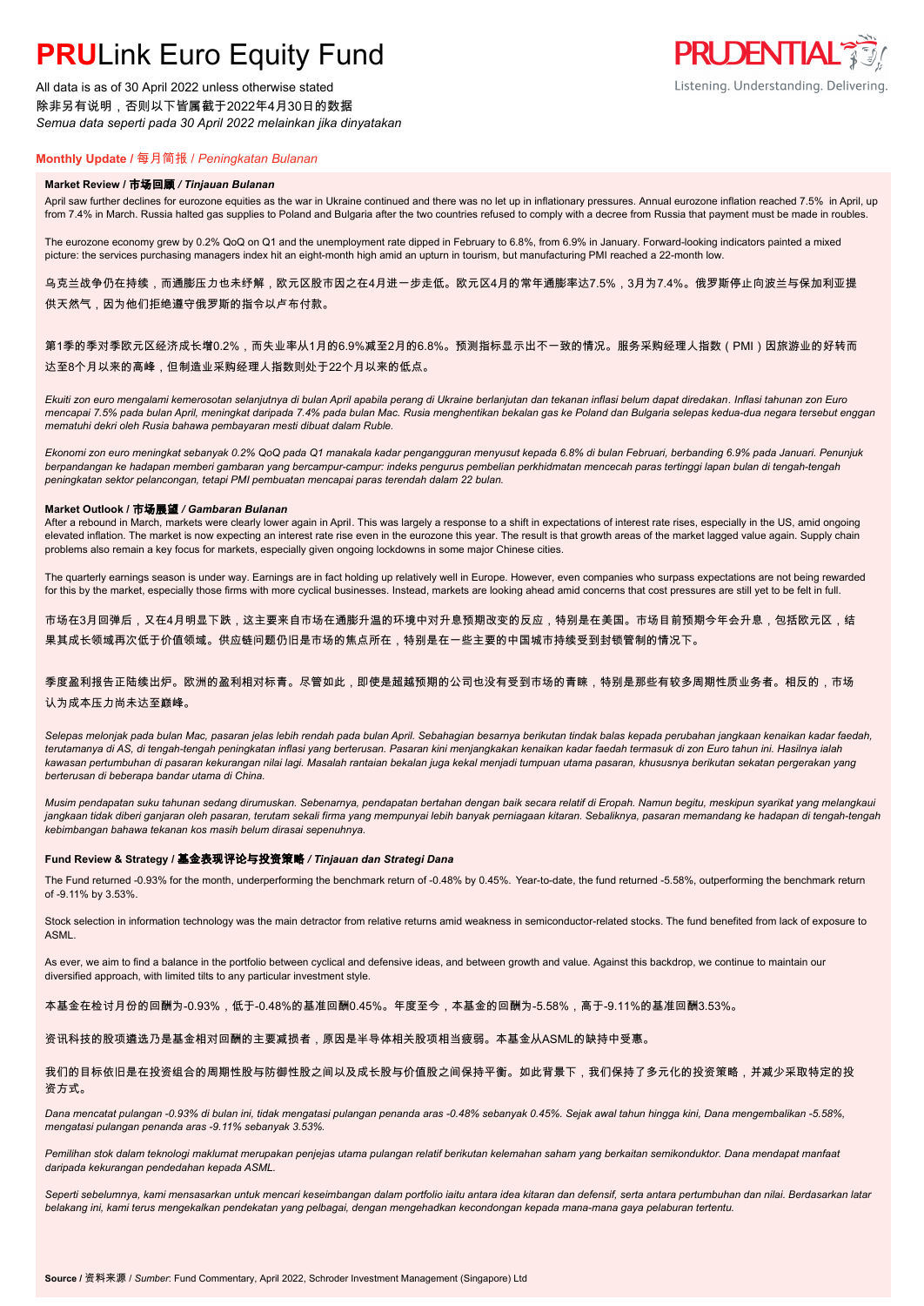# **PRU**Link Euro Equity Fund

All data is as of 30 April 2022 unless otherwise stated
除非另有说明，否则以下皆属截于2022年4月30日的数据
*Semua data seperti pada 30 April 2022 melainkan jika dinyatakan*

## **Monthly Update** / 每月简报 / *Peningkatan Bulanan*

### **Market Review / 市场回顾 / *Tinjauan Bulanan***

April saw further declines for eurozone equities as the war in Ukraine continued and there was no let up in inflationary pressures. Annual eurozone inflation reached 7.5% in April, up from 7.4% in March. Russia halted gas supplies to Poland and Bulgaria after the two countries refused to comply with a decree from Russia that payment must be made in roubles.

The eurozone economy grew by 0.2% QoQ on Q1 and the unemployment rate dipped in February to 6.8%, from 6.9% in January. Forward-looking indicators painted a mixed picture: the services purchasing managers index hit an eight-month high amid an upturn in tourism, but manufacturing PMI reached a 22-month low.

乌克兰战争仍在持续，而通膨压力也未纾解，欧元区股市因之在4月进一步走低。欧元区4月的常年通膨率达7.5%，3月为7.4%。俄罗斯停止向波兰与保加利亚提供天然气，因为他们拒绝遵守俄罗斯的指令以卢布付款。

第1季的季对季欧元区经济成长增0.2%，而失业率从1月的6.9%减至2月的6.8%。预测指标显示出不一致的情况。服务采购经理人指数（PMI）因旅游业的好转而达至8个月以来的高峰，但制造业采购经理人指数则处于22个月以来的低点。

*Ekuiti zon euro mengalami kemerosotan selanjutnya di bulan April apabila perang di Ukraine berlanjutan dan tekanan inflasi belum dapat diredakan. Inflasi tahunan zon Euro mencapai 7.5% pada bulan April, meningkat daripada 7.4% pada bulan Mac. Rusia menghentikan bekalan gas ke Poland dan Bulgaria selepas kedua-dua negara tersebut enggan mematuhi dekri oleh Rusia bahawa pembayaran mesti dibuat dalam Ruble.*

*Ekonomi zon euro meningkat sebanyak 0.2% QoQ pada Q1 manakala kadar pengangguran menyusut kepada 6.8% di bulan Februari, berbanding 6.9% pada Januari. Penunjuk berpandangan ke hadapan memberi gambaran yang bercampur-campur: indeks pengurus pembelian perkhidmatan mencecah paras tertinggi lapan bulan di tengah-tengah peningkatan sektor pelancongan, tetapi PMI pembuatan mencapai paras terendah dalam 22 bulan.*

### **Market Outlook / 市场展望 / *Gambaran Bulanan***

After a rebound in March, markets were clearly lower again in April. This was largely a response to a shift in expectations of interest rate rises, especially in the US, amid ongoing elevated inflation. The market is now expecting an interest rate rise even in the eurozone this year. The result is that growth areas of the market lagged value again. Supply chain problems also remain a key focus for markets, especially given ongoing lockdowns in some major Chinese cities.

The quarterly earnings season is under way. Earnings are in fact holding up relatively well in Europe. However, even companies who surpass expectations are not being rewarded for this by the market, especially those firms with more cyclical businesses. Instead, markets are looking ahead amid concerns that cost pressures are still yet to be felt in full.

市场在3月回弹后，又在4月明显下跌，这主要来自市场在通膨升温的环境中对升息预期改变的反应，特别是在美国。市场目前预期今年会升息，包括欧元区，结果其成长领域再次低于价值领域。供应链问题仍旧是市场的焦点所在，特别是在一些主要的中国城市持续受到封锁管制的情况下。

季度盈利报告正陆续出炉。欧洲的盈利相对标青。尽管如此，即使是超越预期的公司也没有受到市场的青睐，特别是那些有较多周期性质业务者。相反的，市场认为成本压力尚未达至巅峰。

*Selepas melonjak pada bulan Mac, pasaran jelas lebih rendah pada bulan April. Sebahagian besarnya berikutan tindak balas kepada perubahan jangkaan kenaikan kadar faedah, terutamanya di AS, di tengah-tengah peningkatan inflasi yang berterusan. Pasaran kini menjangkakan kenaikan kadar faedah termasuk di zon Euro tahun ini. Hasilnya ialah kawasan pertumbuhan di pasaran kekurangan nilai lagi. Masalah rantaian bekalan juga kekal menjadi tumpuan utama pasaran, khususnya berikutan sekatan pergerakan yang berterusan di beberapa bandar utama di China.*

*Musim pendapatan suku tahunan sedang dirumuskan. Sebenarnya, pendapatan bertahan dengan baik secara relatif di Eropah. Namun begitu, meskipun syarikat yang melangkaui jangkaan tidak diberi ganjaran oleh pasaran, terutam sekali firma yang mempunyai lebih banyak perniagaan kitaran. Sebaliknya, pasaran memandang ke hadapan di tengah-tengah kebimbangan bahawa tekanan kos masih belum dirasai sepenuhnya.*

### **Fund Review & Strategy / 基金表现评论与投资策略 / *Tinjauan dan Strategi Dana***

The Fund returned -0.93% for the month, underperforming the benchmark return of -0.48% by 0.45%. Year-to-date, the fund returned -5.58%, outperforming the benchmark return of -9.11% by 3.53%.

Stock selection in information technology was the main detractor from relative returns amid weakness in semiconductor-related stocks. The fund benefited from lack of exposure to ASML.

As ever, we aim to find a balance in the portfolio between cyclical and defensive ideas, and between growth and value. Against this backdrop, we continue to maintain our diversified approach, with limited tilts to any particular investment style.

本基金在检讨月份的回酬为-0.93%，低于-0.48%的基准回酬0.45%。年度至今，本基金的回酬为-5.58%，高于-9.11%的基准回酬3.53%。

资讯科技的股项遴选乃是基金相对回酬的主要减损者，原因是半导体相关股项相当疲弱。本基金从ASML的缺持中受惠。

我们的目标依旧是在投资组合的周期性股与防御性股之间以及成长股与价值股之间保持平衡。如此背景下，我们保持了多元化的投资策略，并减少采取特定的投资方式。

*Dana mencatat pulangan -0.93% di bulan ini, tidak mengatasi pulangan penanda aras -0.48% sebanyak 0.45%. Sejak awal tahun hingga kini, Dana mengembalikan -5.58%, mengatasi pulangan penanda aras -9.11% sebanyak 3.53%.*

*Pemilihan stok dalam teknologi maklumat merupakan penjejas utama pulangan relatif berikutan kelemahan saham yang berkaitan semikonduktor. Dana mendapat manfaat daripada kekurangan pendedahan kepada ASML.*

*Seperti sebelumnya, kami mensasarkan untuk mencari keseimbangan dalam portfolio iaitu antara idea kitaran dan defensif, serta antara pertumbuhan dan nilai. Berdasarkan latar belakang ini, kami terus mengekalkan pendekatan yang pelbagai, dengan mengehadkan kecondongan kepada mana-mana gaya pelaburan tertentu.*

**Source** / 资料来源 / *Sumber*: Fund Commentary, April 2022, Schroder Investment Management (Singapore) Ltd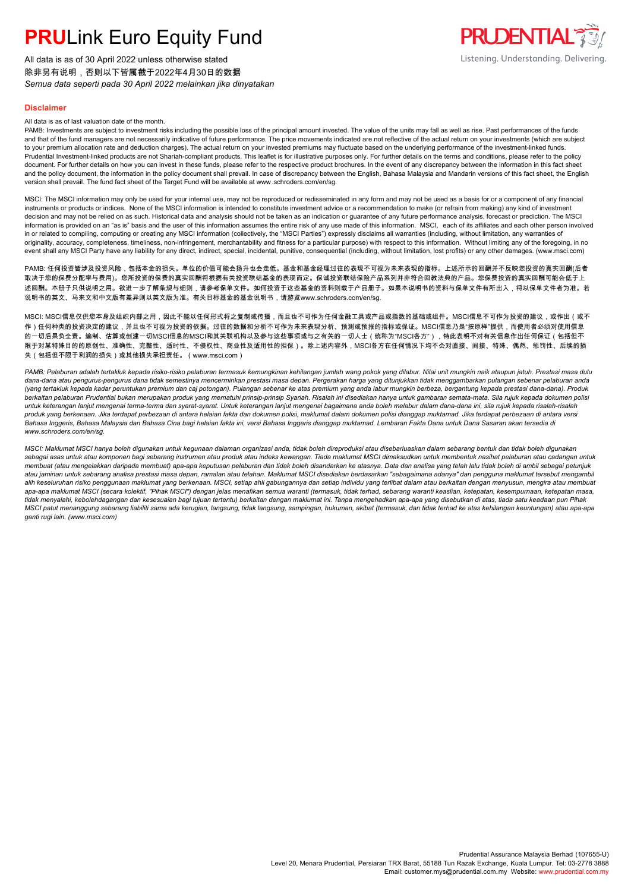# **PRU**Link Euro Equity Fund

All data is as of 30 April 2022 unless otherwise stated
除非另有说明，否则以下皆属截于2022年4月30日的数据
*Semua data seperti pada 30 April 2022 melainkan jika dinyatakan*

Listening. Understanding. Delivering.

## Disclaimer

All data is as of last valuation date of the month.

PAMB: Investments are subject to investment risks including the possible loss of the principal amount invested. The value of the units may fall as well as rise. Past performances of the funds and that of the fund managers are not necessarily indicative of future performance. The price movements indicated are not reflective of the actual return on your investments (which are subject to your premium allocation rate and deduction charges). The actual return on your invested premiums may fluctuate based on the underlying performance of the investment-linked funds. Prudential Investment-linked products are not Shariah-compliant products. This leaflet is for illustrative purposes only. For further details on the terms and conditions, please refer to the policy document. For further details on how you can invest in these funds, please refer to the respective product brochures. In the event of any discrepancy between the information in this fact sheet and the policy document, the information in the policy document shall prevail. In case of discrepancy between the English, Bahasa Malaysia and Mandarin versions of this fact sheet, the English version shall prevail. The fund fact sheet of the Target Fund will be available at www .schroders.com/en/sg.

MSCI: The MSCI information may only be used for your internal use, may not be reproduced or redisseminated in any form and may not be used as a basis for or a component of any financial instruments or products or indices. None of the MSCI information is intended to constitute investment advice or a recommendation to make (or refrain from making) any kind of investment decision and may not be relied on as such. Historical data and analysis should not be taken as an indication or guarantee of any future performance analysis, forecast or prediction. The MSCI information is provided on an "as is" basis and the user of this information assumes the entire risk of any use made of this information. MSCI, each of its affiliates and each other person involved in or related to compiling, computing or creating any MSCI information (collectively, the "MSCI Parties") expressly disclaims all warranties (including, without limitation, any warranties of originality, accuracy, completeness, timeliness, non-infringement, merchantability and fitness for a particular purpose) with respect to this information. Without limiting any of the foregoing, in no event shall any MSCI Party have any liability for any direct, indirect, special, incidental, punitive, consequential (including, without limitation, lost profits) or any other damages. (www.msci.com)

PAMB: 任何投资皆涉及投资风险，包括本金的损失。单位的价值可能会扬升也会走低。基金和基金经理过往的表现不可视为未来表现的指标。上述所示的回酬并不反映您投资的真实回酬(后者取决于您的保费分配率与费用)。您所投资的保费的真实回酬将根据有关投资联结基金的表现而定。保诚投资联结保险产品系列并非符合回教法典的产品。您保费投资的真实回酬可能会低于上述回酬。本册子只供说明之用。欲进一步了解条规与细则，请参考保单文件。如何投资于这些基金的资料则载于产品册子。如果本说明书的资料与保单文件有所出入，将以保单文件者为准。若说明书的英文、马来文和中文版有差异则以英文版为准。有关目标基金的基金说明书，请游览www.schroders.com/en/sg.

MSCI: MSCI信息仅供您本身及组织内部之用，因此不能以任何形式将之复制或传播，而且也不可作为任何金融工具或产品或指数的基础或组件。MSCI信息不可作为投资的建议，或作出（或不作）任何种类的投资决定的建议，并且也不可视为投资的依据。过往的数据和分析不可作为未来表现分析、预测或预报的指标或保证。MSCI信息乃是"按原样"提供，而使用者必须对使用信息的一切后果负全责。编制、估算或创建一切MSCI信息的MSCI和其关联机构以及参与这些事项或与之有关的一切人士（统称为"MSCI各方"），特此表明不对有关信息作出任何保证（包括但不限于对某特殊目的的原创性、准确性、完整性、适时性、不侵权性、商业性及适用性的担保）。除上述内容外，MSCI各方在任何情况下均不会对直接、间接、特殊、偶然、惩罚性、后续的损失（包括但不限于利润的损失）或其他损失承担责任。（www.msci.com）

*PAMB: Pelaburan adalah tertakluk kepada risiko-risiko pelaburan termasuk kemungkinan kehilangan jumlah wang pokok yang dilabur. Nilai unit mungkin naik ataupun jatuh. Prestasi masa dulu dana-dana atau pengurus-pengurus dana tidak semestinya mencerminkan prestasi masa depan. Pergerakan harga yang ditunjukkan tidak menggambarkan pulangan sebenar pelaburan anda (yang tertakluk kepada kadar peruntukan premium dan caj potongan). Pulangan sebenar ke atas premium yang anda labur mungkin berbeza, bergantung kepada prestasi dana-dana). Produk berkaitan pelaburan Prudential bukan merupakan produk yang mematuhi prinsip-prinsip Syariah. Risalah ini disediakan hanya untuk gambaran semata-mata. Sila rujuk kepada dokumen polisi untuk keterangan lanjut mengenai terma-terma dan syarat-syarat. Untuk keterangan lanjut mengenai bagaimana anda boleh melabur dalam dana-dana ini, sila rujuk kepada risalah-risalah produk yang berkenaan. Jika terdapat perbezaan di antara helaian fakta dan dokumen polisi, maklumat dalam dokumen polisi dianggap muktamad. Jika terdapat perbezaan di antara versi Bahasa Inggeris, Bahasa Malaysia dan Bahasa Cina bagi helaian fakta ini, versi Bahasa Inggeris dianggap muktamad. Lembaran Fakta Dana untuk Dana Sasaran akan tersedia di www.schroders.com/en/sg.*

*MSCI: Maklumat MSCI hanya boleh digunakan untuk kegunaan dalaman organizasi anda, tidak boleh direproduksi atau disebarluaskan dalam sebarang bentuk dan tidak boleh digunakan sebagai asas untuk atau komponen bagi sebarang instrumen atau produk atau indeks kewangan. Tiada maklumat MSCI dimaksudkan untuk membentuk nasihat pelaburan atau cadangan untuk membuat (atau mengelakkan daripada membuat) apa-apa keputusan pelaburan dan tidak boleh disandarkan ke atasnya. Data dan analisa yang telah lalu tidak boleh di ambil sebagai petunjuk atau jaminan untuk sebarang analisa prestasi masa depan, ramalan atau telahan. Maklumat MSCI disediakan berdasarkan "sebagaimana adanya" dan pengguna maklumat tersebut mengambil alih keseluruhan risiko penggunaan maklumat yang berkenaan. MSCI, setiap ahli gabungannya dan setiap individu yang terlibat dalam atau berkaitan dengan menyusun, mengira atau membuat apa-apa maklumat MSCI (secara kolektif, "Pihak MSCI") dengan jelas menafikan semua waranti (termasuk, tidak terhad, sebarang waranti keaslian, ketepatan, kesempurnaan, ketepatan masa, tidak menyalahi, kebolehdagangan dan kesesuaian bagi tujuan tertentu) berkaitan dengan maklumat ini. Tanpa mengehadkan apa-apa yang disebutkan di atas, tiada satu keadaan pun Pihak MSCI patut menanggung sebarang liabiliti sama ada kerugian, langsung, tidak langsung, sampingan, hukuman, akibat (termasuk, dan tidak terhad ke atas kehilangan keuntungan) atau apa-apa ganti rugi lain. (www.msci.com)*

Prudential Assurance Malaysia Berhad (107655-U)
Level 20, Menara Prudential, Persiaran TRX Barat, 55188 Tun Razak Exchange, Kuala Lumpur. Tel: 03-2778 3888
Email: customer.mys@prudential.com.my Website: www.prudential.com.my